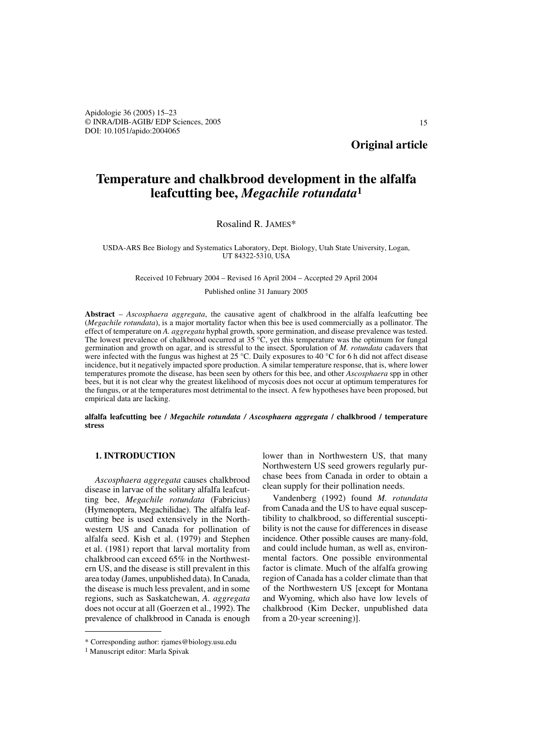**Original article**

# Temperature and chalkbrood development in the alfalfa leafcutting bee, *Megachile rotundata*[1]

Rosalind R. JAMES*

USDA-ARS Bee Biology and Systematics Laboratory, Dept. Biology, Utah State University, Logan, UT 84322-5310, USA

Received 10 February 2004 – Revised 16 April 2004 – Accepted 29 April 2004

Published online 31 January 2005

**Abstract** – *Ascosphaera aggregata*, the causative agent of chalkbrood in the alfalfa leafcutting bee (*Megachile rotundata*), is a major mortality factor when this bee is used commercially as a pollinator. The effect of temperature on *A. aggregata* hyphal growth, spore germination, and disease prevalence was tested. The lowest prevalence of chalkbrood occurred at 35 °C, yet this temperature was the optimum for fungal germination and growth on agar, and is stressful to the insect. Sporulation of *M. rotundata* cadavers that were infected with the fungus was highest at 25 °C. Daily exposures to 40 °C for 6 h did not affect disease incidence, but it negatively impacted spore production. A similar temperature response, that is, where lower temperatures promote the disease, has been seen by others for this bee, and other *Ascosphaera* spp in other bees, but it is not clear why the greatest likelihood of mycosis does not occur at optimum temperatures for the fungus, or at the temperatures most detrimental to the insect. A few hypotheses have been proposed, but empirical data are lacking.

**alfalfa leafcutting bee / *Megachile rotundata* / *Ascosphaera aggregata* / chalkbrood / temperature stress**

## 1. INTRODUCTION

*Ascosphaera aggregata* causes chalkbrood disease in larvae of the solitary alfalfa leafcutting bee, *Megachile rotundata* (Fabricius) (Hymenoptera, Megachilidae). The alfalfa leafcutting bee is used extensively in the Northwestern US and Canada for pollination of alfalfa seed. Kish et al. (1979) and Stephen et al. (1981) report that larval mortality from chalkbrood can exceed 65% in the Northwestern US, and the disease is still prevalent in this area today (James, unpublished data). In Canada, the disease is much less prevalent, and in some regions, such as Saskatchewan, *A. aggregata* does not occur at all (Goerzen et al., 1992). The prevalence of chalkbrood in Canada is enough lower than in Northwestern US, that many Northwestern US seed growers regularly purchase bees from Canada in order to obtain a clean supply for their pollination needs.

Vandenberg (1992) found *M. rotundata* from Canada and the US to have equal susceptibility to chalkbrood, so differential susceptibility is not the cause for differences in disease incidence. Other possible causes are many-fold, and could include human, as well as, environmental factors. One possible environmental factor is climate. Much of the alfalfa growing region of Canada has a colder climate than that of the Northwestern US [except for Montana and Wyoming, which also have low levels of chalkbrood (Kim Decker, unpublished data from a 20-year screening)].

---

\* Corresponding author: rjames@biology.usu.edu

[1] Manuscript editor: Marla Spivak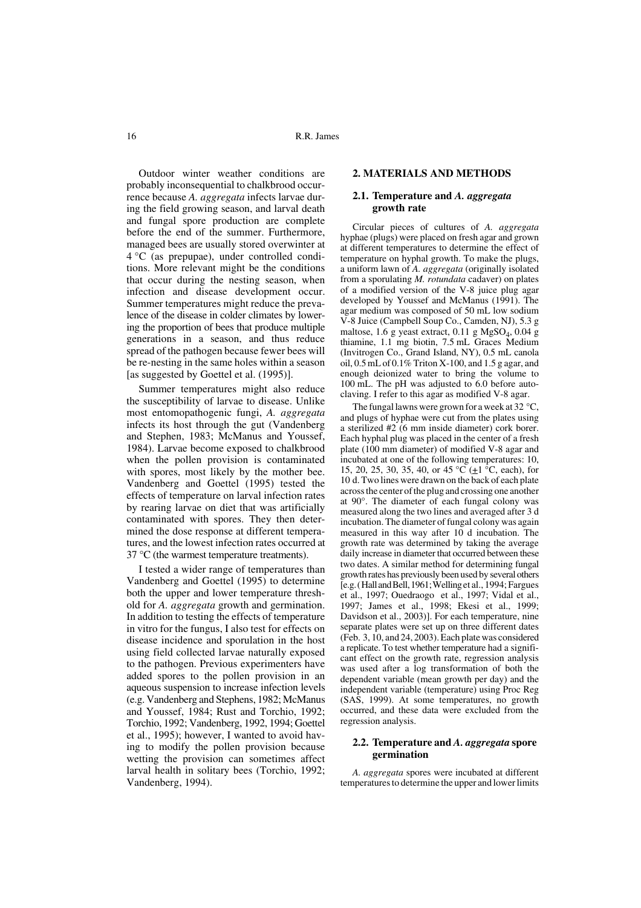Outdoor winter weather conditions are probably inconsequential to chalkbrood occurrence because *A. aggregata* infects larvae during the field growing season, and larval death and fungal spore production are complete before the end of the summer. Furthermore, managed bees are usually stored overwinter at 4 °C (as prepupae), under controlled conditions. More relevant might be the conditions that occur during the nesting season, when infection and disease development occur. Summer temperatures might reduce the prevalence of the disease in colder climates by lowering the proportion of bees that produce multiple generations in a season, and thus reduce spread of the pathogen because fewer bees will be re-nesting in the same holes within a season [as suggested by Goettel et al. (1995)].

Summer temperatures might also reduce the susceptibility of larvae to disease. Unlike most entomopathogenic fungi, *A. aggregata* infects its host through the gut (Vandenberg and Stephen, 1983; McManus and Youssef, 1984). Larvae become exposed to chalkbrood when the pollen provision is contaminated with spores, most likely by the mother bee. Vandenberg and Goettel (1995) tested the effects of temperature on larval infection rates by rearing larvae on diet that was artificially contaminated with spores. They then determined the dose response at different temperatures, and the lowest infection rates occurred at 37 °C (the warmest temperature treatments).

I tested a wider range of temperatures than Vandenberg and Goettel (1995) to determine both the upper and lower temperature threshold for *A. aggregata* growth and germination. In addition to testing the effects of temperature in vitro for the fungus, I also test for effects on disease incidence and sporulation in the host using field collected larvae naturally exposed to the pathogen. Previous experimenters have added spores to the pollen provision in an aqueous suspension to increase infection levels (e.g. Vandenberg and Stephens, 1982; McManus and Youssef, 1984; Rust and Torchio, 1992; Torchio, 1992; Vandenberg, 1992, 1994; Goettel et al., 1995); however, I wanted to avoid having to modify the pollen provision because wetting the provision can sometimes affect larval health in solitary bees (Torchio, 1992; Vandenberg, 1994).

## 2. MATERIALS AND METHODS

### 2.1. Temperature and *A. aggregata* growth rate

Circular pieces of cultures of *A. aggregata* hyphae (plugs) were placed on fresh agar and grown at different temperatures to determine the effect of temperature on hyphal growth. To make the plugs, a uniform lawn of *A. aggregata* (originally isolated from a sporulating *M. rotundata* cadaver) on plates of a modified version of the V-8 juice plug agar developed by Youssef and McManus (1991). The agar medium was composed of 50 mL low sodium V-8 Juice (Campbell Soup Co., Camden, NJ), 5.3 g maltose, 1.6 g yeast extract, 0.11 g $MgSO_4$, 0.04 g thiamine, 1.1 mg biotin, 7.5 mL Graces Medium (Invitrogen Co., Grand Island, NY), 0.5 mL canola oil, 0.5 mL of 0.1% Triton X-100, and 1.5 g agar, and enough deionized water to bring the volume to 100 mL. The pH was adjusted to 6.0 before autoclaving. I refer to this agar as modified V-8 agar.

The fungal lawns were grown for a week at 32 °C, and plugs of hyphae were cut from the plates using a sterilized #2 (6 mm inside diameter) cork borer. Each hyphal plug was placed in the center of a fresh plate (100 mm diameter) of modified V-8 agar and incubated at one of the following temperatures: 10, 15, 20, 25, 30, 35, 40, or 45 °C (±1 °C, each), for 10 d. Two lines were drawn on the back of each plate across the center of the plug and crossing one another at 90°. The diameter of each fungal colony was measured along the two lines and averaged after 3 d incubation. The diameter of fungal colony was again measured in this way after 10 d incubation. The growth rate was determined by taking the average daily increase in diameter that occurred between these two dates. A similar method for determining fungal growth rates has previously been used by several others [e.g. (Hall and Bell, 1961; Welling et al., 1994; Fargues et al., 1997; Ouedraogo et al., 1997; Vidal et al., 1997; James et al., 1998; Ekesi et al., 1999; Davidson et al., 2003)]. For each temperature, nine separate plates were set up on three different dates (Feb. 3, 10, and 24, 2003). Each plate was considered a replicate. To test whether temperature had a significant effect on the growth rate, regression analysis was used after a log transformation of both the dependent variable (mean growth per day) and the independent variable (temperature) using Proc Reg (SAS, 1999). At some temperatures, no growth occurred, and these data were excluded from the regression analysis.

### 2.2. Temperature and *A. aggregata* spore germination

*A. aggregata* spores were incubated at different temperatures to determine the upper and lower limits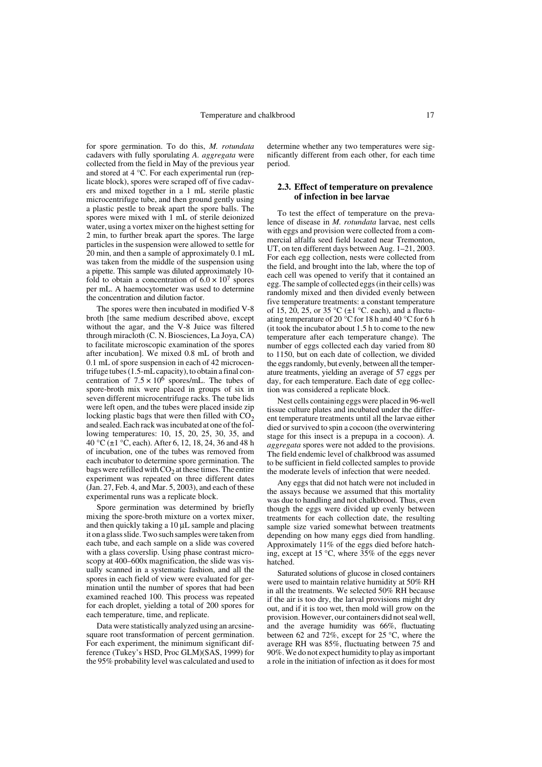for spore germination. To do this, *M. rotundata* cadavers with fully sporulating *A. aggregata* were collected from the field in May of the previous year and stored at 4 °C. For each experimental run (replicate block), spores were scraped off of five cadavers and mixed together in a 1 mL sterile plastic microcentrifuge tube, and then ground gently using a plastic pestle to break apart the spore balls. The spores were mixed with 1 mL of sterile deionized water, using a vortex mixer on the highest setting for 2 min, to further break apart the spores. The large particles in the suspension were allowed to settle for 20 min, and then a sample of approximately 0.1 mL was taken from the middle of the suspension using a pipette. This sample was diluted approximately 10-fold to obtain a concentration of $6.0 \times 10^7$ spores per mL. A haemocytometer was used to determine the concentration and dilution factor.

The spores were then incubated in modified V-8 broth [the same medium described above, except without the agar, and the V-8 Juice was filtered through miracloth (C. N. Biosciences, La Joya, CA) to facilitate microscopic examination of the spores after incubation]. We mixed 0.8 mL of broth and 0.1 mL of spore suspension in each of 42 microcentrifuge tubes (1.5-mL capacity), to obtain a final concentration of $7.5 \times 10^6$ spores/mL. The tubes of spore-broth mix were placed in groups of six in seven different microcentrifuge racks. The tube lids were left open, and the tubes were placed inside zip locking plastic bags that were then filled with $CO_2$ and sealed. Each rack was incubated at one of the following temperatures: 10, 15, 20, 25, 30, 35, and 40 °C (±1 °C, each). After 6, 12, 18, 24, 36 and 48 h of incubation, one of the tubes was removed from each incubator to determine spore germination. The bags were refilled with $CO_2$ at these times. The entire experiment was repeated on three different dates (Jan. 27, Feb. 4, and Mar. 5, 2003), and each of these experimental runs was a replicate block.

Spore germination was determined by briefly mixing the spore-broth mixture on a vortex mixer, and then quickly taking a 10 µL sample and placing it on a glass slide. Two such samples were taken from each tube, and each sample on a slide was covered with a glass coverslip. Using phase contrast microscopy at 400–600x magnification, the slide was visually scanned in a systematic fashion, and all the spores in each field of view were evaluated for germination until the number of spores that had been examined reached 100. This process was repeated for each droplet, yielding a total of 200 spores for each temperature, time, and replicate.

Data were statistically analyzed using an arcsine-square root transformation of percent germination. For each experiment, the minimum significant difference (Tukey's HSD, Proc GLM)(SAS, 1999) for the 95% probability level was calculated and used to determine whether any two temperatures were significantly different from each other, for each time period.

### 2.3. Effect of temperature on prevalence of infection in bee larvae

To test the effect of temperature on the prevalence of disease in *M. rotundata* larvae, nest cells with eggs and provision were collected from a commercial alfalfa seed field located near Tremonton, UT, on ten different days between Aug. 1–21, 2003. For each egg collection, nests were collected from the field, and brought into the lab, where the top of each cell was opened to verify that it contained an egg. The sample of collected eggs (in their cells) was randomly mixed and then divided evenly between five temperature treatments: a constant temperature of 15, 20, 25, or 35 °C (±1 °C. each), and a fluctuating temperature of 20 °C for 18 h and 40 °C for 6 h (it took the incubator about 1.5 h to come to the new temperature after each temperature change). The number of eggs collected each day varied from 80 to 1150, but on each date of collection, we divided the eggs randomly, but evenly, between all the temperature treatments, yielding an average of 57 eggs per day, for each temperature. Each date of egg collection was considered a replicate block.

Nest cells containing eggs were placed in 96-well tissue culture plates and incubated under the different temperature treatments until all the larvae either died or survived to spin a cocoon (the overwintering stage for this insect is a prepupa in a cocoon). *A. aggregata* spores were not added to the provisions. The field endemic level of chalkbrood was assumed to be sufficient in field collected samples to provide the moderate levels of infection that were needed.

Any eggs that did not hatch were not included in the assays because we assumed that this mortality was due to handling and not chalkbrood. Thus, even though the eggs were divided up evenly between treatments for each collection date, the resulting sample size varied somewhat between treatments depending on how many eggs died from handling. Approximately 11% of the eggs died before hatching, except at 15 °C, where 35% of the eggs never hatched.

Saturated solutions of glucose in closed containers were used to maintain relative humidity at 50% RH in all the treatments. We selected 50% RH because if the air is too dry, the larval provisions might dry out, and if it is too wet, then mold will grow on the provision. However, our containers did not seal well, and the average humidity was 66%, fluctuating between 62 and 72%, except for 25 °C, where the average RH was 85%, fluctuating between 75 and 90%. We do not expect humidity to play as important a role in the initiation of infection as it does for most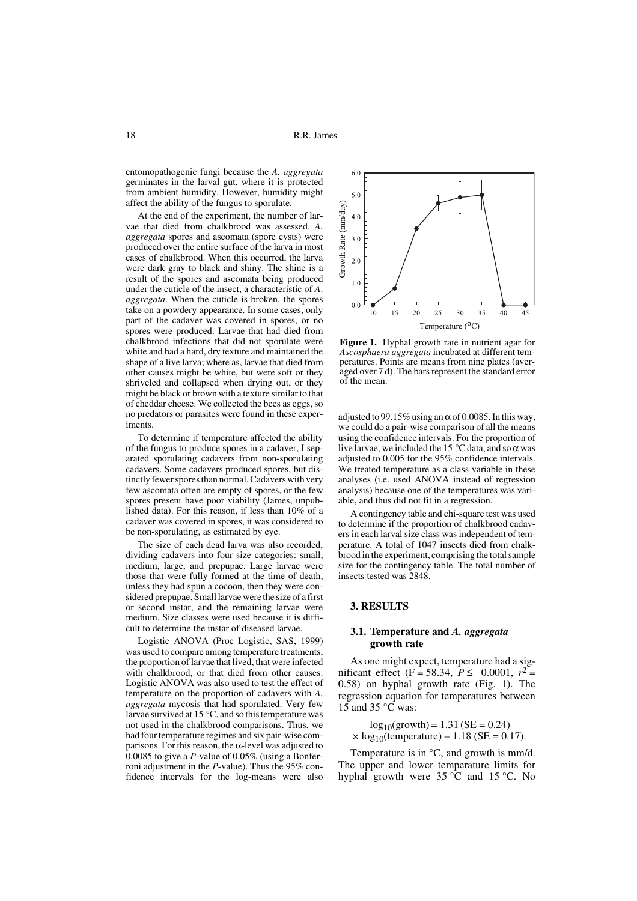entomopathogenic fungi because the *A. aggregata* germinates in the larval gut, where it is protected from ambient humidity. However, humidity might affect the ability of the fungus to sporulate.

At the end of the experiment, the number of larvae that died from chalkbrood was assessed. *A. aggregata* spores and ascomata (spore cysts) were produced over the entire surface of the larva in most cases of chalkbrood. When this occurred, the larva were dark gray to black and shiny. The shine is a result of the spores and ascomata being produced under the cuticle of the insect, a characteristic of *A. aggregata*. When the cuticle is broken, the spores take on a powdery appearance. In some cases, only part of the cadaver was covered in spores, or no spores were produced. Larvae that had died from chalkbrood infections that did not sporulate were white and had a hard, dry texture and maintained the shape of a live larva; where as, larvae that died from other causes might be white, but were soft or they shriveled and collapsed when drying out, or they might be black or brown with a texture similar to that of cheddar cheese. We collected the bees as eggs, so no predators or parasites were found in these experiments.

To determine if temperature affected the ability of the fungus to produce spores in a cadaver, I separated sporulating cadavers from non-sporulating cadavers. Some cadavers produced spores, but distinctly fewer spores than normal. Cadavers with very few ascomata often are empty of spores, or the few spores present have poor viability (James, unpublished data). For this reason, if less than 10% of a cadaver was covered in spores, it was considered to be non-sporulating, as estimated by eye.

The size of each dead larva was also recorded, dividing cadavers into four size categories: small, medium, large, and prepupae. Large larvae were those that were fully formed at the time of death, unless they had spun a cocoon, then they were considered prepupae. Small larvae were the size of a first or second instar, and the remaining larvae were medium. Size classes were used because it is difficult to determine the instar of diseased larvae.

Logistic ANOVA (Proc Logistic, SAS, 1999) was used to compare among temperature treatments, the proportion of larvae that lived, that were infected with chalkbrood, or that died from other causes. Logistic ANOVA was also used to test the effect of temperature on the proportion of cadavers with *A. aggregata* mycosis that had sporulated. Very few larvae survived at 15 °C, and so this temperature was not used in the chalkbrood comparisons. Thus, we had four temperature regimes and six pair-wise comparisons. For this reason, the α-level was adjusted to 0.0085 to give a *P*-value of 0.05% (using a Bonferroni adjustment in the *P*-value). Thus the 95% confidence intervals for the log-means were also adjusted to 99.15% using an α of 0.0085. In this way, we could do a pair-wise comparison of all the means using the confidence intervals. For the proportion of live larvae, we included the 15 °C data, and so α was adjusted to 0.005 for the 95% confidence intervals. We treated temperature as a class variable in these analyses (i.e. used ANOVA instead of regression analysis) because one of the temperatures was variable, and thus did not fit in a regression.

A contingency table and chi-square test was used to determine if the proportion of chalkbrood cadavers in each larval size class was independent of temperature. A total of 1047 insects died from chalkbrood in the experiment, comprising the total sample size for the contingency table. The total number of insects tested was 2848.

**Figure 1.** Hyphal growth rate in nutrient agar for *Ascosphaera aggregata* incubated at different temperatures. Points are means from nine plates (averaged over 7 d). The bars represent the standard error of the mean.

## 3. RESULTS

### 3.1. Temperature and *A. aggregata* growth rate

As one might expect, temperature had a significant effect ($F = 58.34$, $P \leq 0.0001$, $r^2 = 0.58$) on hyphal growth rate (Fig. 1). The regression equation for temperatures between 15 and 35 °C was:

$$\log_{10}(\text{growth}) = 1.31 \text{ (SE = 0.24)} \times \log_{10}(\text{temperature}) - 1.18 \text{ (SE = 0.17)}.$$

Temperature is in °C, and growth is mm/d. The upper and lower temperature limits for hyphal growth were 35 °C and 15 °C. No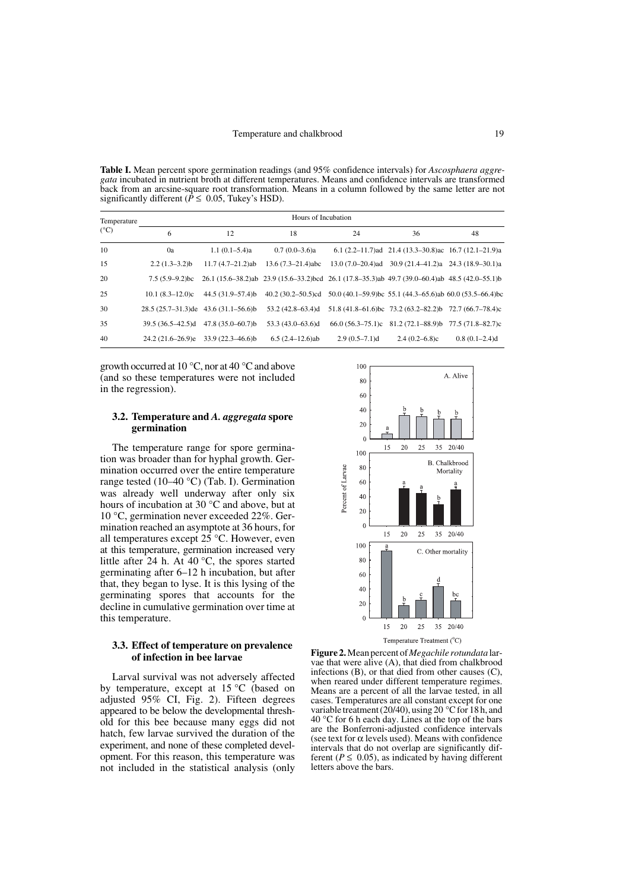**Table I.** Mean percent spore germination readings (and 95% confidence intervals) for *Ascosphaera aggregata* incubated in nutrient broth at different temperatures. Means and confidence intervals are transformed back from an arcsine-square root transformation. Means in a column followed by the same letter are not significantly different ($P \leq 0.05$, Tukey's HSD).

| Temperature (°C) | Hours of Incubation | | | | | |
|---|---|---|---|---|---|---|
| | 6 | 12 | 18 | 24 | 36 | 48 |
| 10 | 0a | 1.1 (0.1–5.4)a | 0.7 (0.0–3.6)a | 6.1 (2.2–11.7)ad | 21.4 (13.3–30.8)ac | 16.7 (12.1–21.9)a |
| 15 | 2.2 (1.3–3.2)b | 11.7 (4.7–21.2)ab | 13.6 (7.3–21.4)abc | 13.0 (7.0–20.4)ad | 30.9 (21.4–41.2)a | 24.3 (18.9–30.1)a |
| 20 | 7.5 (5.9–9.2)bc | 26.1 (15.6–38.2)ab | 23.9 (15.6–33.2)bcd | 26.1 (17.8–35.3)ab | 49.7 (39.0–60.4)ab | 48.5 (42.0–55.1)b |
| 25 | 10.1 (8.3–12.0)c | 44.5 (31.9–57.4)b | 40.2 (30.2–50.5)cd | 50.0 (40.1–59.9)bc | 55.1 (44.3–65.6)ab | 60.0 (53.5–66.4)bc |
| 30 | 28.5 (25.7–31.3)de | 43.6 (31.1–56.6)b | 53.2 (42.8–63.4)d | 51.8 (41.8–61.6)bc | 73.2 (63.2–82.2)b | 72.7 (66.7–78.4)c |
| 35 | 39.5 (36.5–42.5)d | 47.8 (35.0–60.7)b | 53.3 (43.0–63.6)d | 66.0 (56.3–75.1)c | 81.2 (72.1–88.9)b | 77.5 (71.8–82.7)c |
| 40 | 24.2 (21.6–26.9)e | 33.9 (22.3–46.6)b | 6.5 (2.4–12.6)ab | 2.9 (0.5–7.1)d | 2.4 (0.2–6.8)c | 0.8 (0.1–2.4)d |

growth occurred at 10 °C, nor at 40 °C and above (and so these temperatures were not included in the regression).

### 3.2. Temperature and *A. aggregata* spore germination

The temperature range for spore germination was broader than for hyphal growth. Germination occurred over the entire temperature range tested (10–40 °C) (Tab. I). Germination was already well underway after only six hours of incubation at 30 °C and above, but at 10 °C, germination never exceeded 22%. Germination reached an asymptote at 36 hours, for all temperatures except 25 °C. However, even at this temperature, germination increased very little after 24 h. At 40 °C, the spores started germinating after 6–12 h incubation, but after that, they began to lyse. It is this lysing of the germinating spores that accounts for the decline in cumulative germination over time at this temperature.

### 3.3. Effect of temperature on prevalence of infection in bee larvae

Larval survival was not adversely affected by temperature, except at 15 °C (based on adjusted 95% CI, Fig. 2). Fifteen degrees appeared to be below the developmental threshold for this bee because many eggs did not hatch, few larvae survived the duration of the experiment, and none of these completed development. For this reason, this temperature was not included in the statistical analysis (only

**Figure 2.** Mean percent of *Megachile rotundata* larvae that were alive (A), that died from chalkbrood infections (B), or that died from other causes (C), when reared under different temperature regimes. Means are a percent of all the larvae tested, in all cases. Temperatures are all constant except for one variable treatment (20/40), using 20 °C for 18 h, and 40 °C for 6 h each day. Lines at the top of the bars are the Bonferroni-adjusted confidence intervals (see text for $\alpha$ levels used). Means with confidence intervals that do not overlap are significantly different ($P \leq 0.05$), as indicated by having different letters above the bars.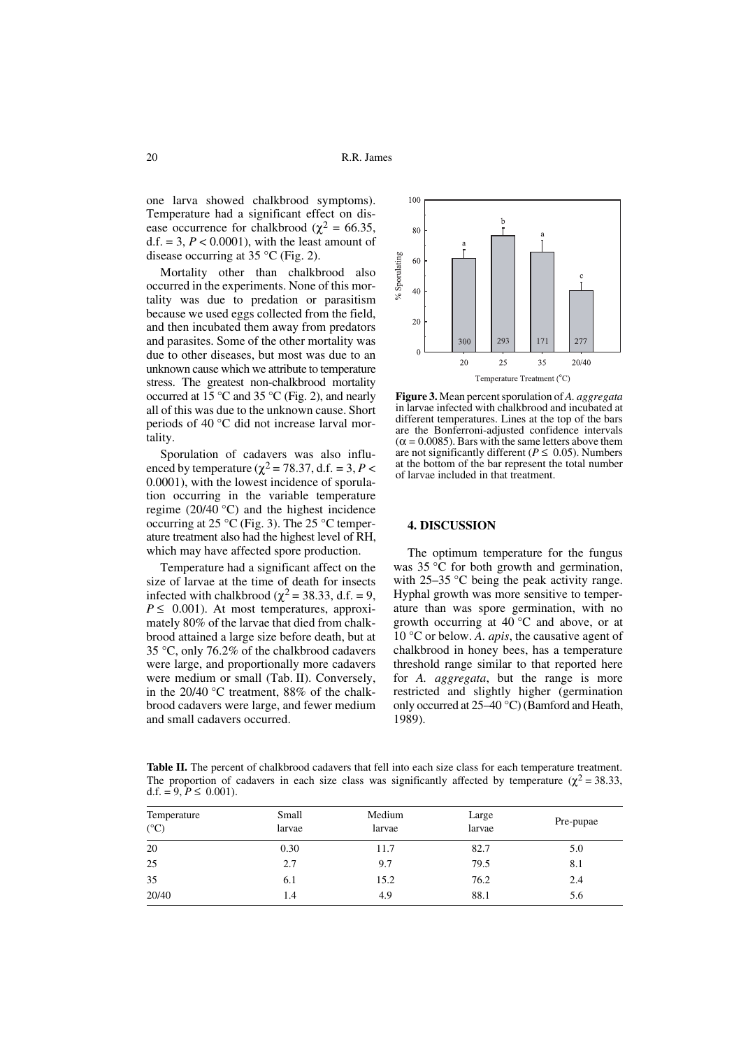one larva showed chalkbrood symptoms). Temperature had a significant effect on disease occurrence for chalkbrood ($\chi^2 = 66.35$, d.f. = 3, $P < 0.0001$), with the least amount of disease occurring at 35 °C (Fig. 2).

Mortality other than chalkbrood also occurred in the experiments. None of this mortality was due to predation or parasitism because we used eggs collected from the field, and then incubated them away from predators and parasites. Some of the other mortality was due to other diseases, but most was due to an unknown cause which we attribute to temperature stress. The greatest non-chalkbrood mortality occurred at 15 °C and 35 °C (Fig. 2), and nearly all of this was due to the unknown cause. Short periods of 40 °C did not increase larval mortality.

Sporulation of cadavers was also influenced by temperature ($\chi^2 = 78.37$, d.f. = 3, $P < 0.0001$), with the lowest incidence of sporulation occurring in the variable temperature regime (20/40 °C) and the highest incidence occurring at 25 °C (Fig. 3). The 25 °C temperature treatment also had the highest level of RH, which may have affected spore production.

Temperature had a significant affect on the size of larvae at the time of death for insects infected with chalkbrood ($\chi^2 = 38.33$, d.f. = 9, $P \leq 0.001$). At most temperatures, approximately 80% of the larvae that died from chalkbrood attained a large size before death, but at 35 °C, only 76.2% of the chalkbrood cadavers were large, and proportionally more cadavers were medium or small (Tab. II). Conversely, in the 20/40 °C treatment, 88% of the chalkbrood cadavers were large, and fewer medium and small cadavers occurred.

**Figure 3.** Mean percent sporulation of *A. aggregata* in larvae infected with chalkbrood and incubated at different temperatures. Lines at the top of the bars are the Bonferroni-adjusted confidence intervals ($\alpha = 0.0085$). Bars with the same letters above them are not significantly different ($P \leq 0.05$). Numbers at the bottom of the bar represent the total number of larvae included in that treatment.

## 4. DISCUSSION

The optimum temperature for the fungus was 35 °C for both growth and germination, with 25–35 °C being the peak activity range. Hyphal growth was more sensitive to temperature than was spore germination, with no growth occurring at 40 °C and above, or at 10 °C or below. *A. apis*, the causative agent of chalkbrood in honey bees, has a temperature threshold range similar to that reported here for *A. aggregata*, but the range is more restricted and slightly higher (germination only occurred at 25–40 °C) (Bamford and Heath, 1989).

**Table II.** The percent of chalkbrood cadavers that fell into each size class for each temperature treatment. The proportion of cadavers in each size class was significantly affected by temperature ($\chi^2 = 38.33$, d.f. = 9, $P \leq 0.001$).

| Temperature (°C) | Small larvae | Medium larvae | Large larvae | Pre-pupae |
|---|---|---|---|---|
| 20 | 0.30 | 11.7 | 82.7 | 5.0 |
| 25 | 2.7 | 9.7 | 79.5 | 8.1 |
| 35 | 6.1 | 15.2 | 76.2 | 2.4 |
| 20/40 | 1.4 | 4.9 | 88.1 | 5.6 |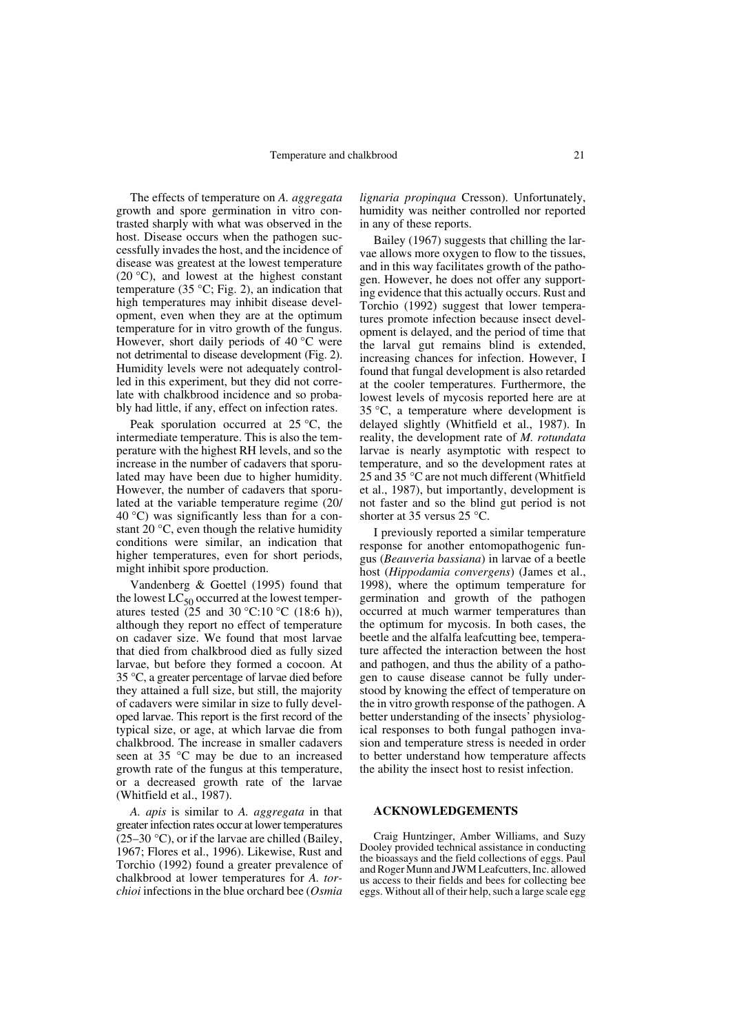The effects of temperature on *A. aggregata* growth and spore germination in vitro contrasted sharply with what was observed in the host. Disease occurs when the pathogen successfully invades the host, and the incidence of disease was greatest at the lowest temperature (20 °C), and lowest at the highest constant temperature (35 °C; Fig. 2), an indication that high temperatures may inhibit disease development, even when they are at the optimum temperature for in vitro growth of the fungus. However, short daily periods of 40 °C were not detrimental to disease development (Fig. 2). Humidity levels were not adequately controlled in this experiment, but they did not correlate with chalkbrood incidence and so probably had little, if any, effect on infection rates.

Peak sporulation occurred at 25 °C, the intermediate temperature. This is also the temperature with the highest RH levels, and so the increase in the number of cadavers that sporulated may have been due to higher humidity. However, the number of cadavers that sporulated at the variable temperature regime (20/40 °C) was significantly less than for a constant 20 °C, even though the relative humidity conditions were similar, an indication that higher temperatures, even for short periods, might inhibit spore production.

Vandenberg & Goettel (1995) found that the lowest $LC_{50}$ occurred at the lowest temperatures tested (25 and 30 °C:10 °C (18:6 h)), although they report no effect of temperature on cadaver size. We found that most larvae that died from chalkbrood died as fully sized larvae, but before they formed a cocoon. At 35 °C, a greater percentage of larvae died before they attained a full size, but still, the majority of cadavers were similar in size to fully developed larvae. This report is the first record of the typical size, or age, at which larvae die from chalkbrood. The increase in smaller cadavers seen at 35 °C may be due to an increased growth rate of the fungus at this temperature, or a decreased growth rate of the larvae (Whitfield et al., 1987).

*A. apis* is similar to *A. aggregata* in that greater infection rates occur at lower temperatures (25–30 °C), or if the larvae are chilled (Bailey, 1967; Flores et al., 1996). Likewise, Rust and Torchio (1992) found a greater prevalence of chalkbrood at lower temperatures for *A. torchioi* infections in the blue orchard bee (*Osmia lignaria propinqua* Cresson). Unfortunately, humidity was neither controlled nor reported in any of these reports.

Bailey (1967) suggests that chilling the larvae allows more oxygen to flow to the tissues, and in this way facilitates growth of the pathogen. However, he does not offer any supporting evidence that this actually occurs. Rust and Torchio (1992) suggest that lower temperatures promote infection because insect development is delayed, and the period of time that the larval gut remains blind is extended, increasing chances for infection. However, I found that fungal development is also retarded at the cooler temperatures. Furthermore, the lowest levels of mycosis reported here are at 35 °C, a temperature where development is delayed slightly (Whitfield et al., 1987). In reality, the development rate of *M. rotundata* larvae is nearly asymptotic with respect to temperature, and so the development rates at 25 and 35 °C are not much different (Whitfield et al., 1987), but importantly, development is not faster and so the blind gut period is not shorter at 35 versus 25 °C.

I previously reported a similar temperature response for another entomopathogenic fungus (*Beauveria bassiana*) in larvae of a beetle host (*Hippodamia convergens*) (James et al., 1998), where the optimum temperature for germination and growth of the pathogen occurred at much warmer temperatures than the optimum for mycosis. In both cases, the beetle and the alfalfa leafcutting bee, temperature affected the interaction between the host and pathogen, and thus the ability of a pathogen to cause disease cannot be fully understood by knowing the effect of temperature on the in vitro growth response of the pathogen. A better understanding of the insects' physiological responses to both fungal pathogen invasion and temperature stress is needed in order to better understand how temperature affects the ability the insect host to resist infection.

## ACKNOWLEDGEMENTS

Craig Huntzinger, Amber Williams, and Suzy Dooley provided technical assistance in conducting the bioassays and the field collections of eggs. Paul and Roger Munn and JWM Leafcutters, Inc. allowed us access to their fields and bees for collecting bee eggs. Without all of their help, such a large scale egg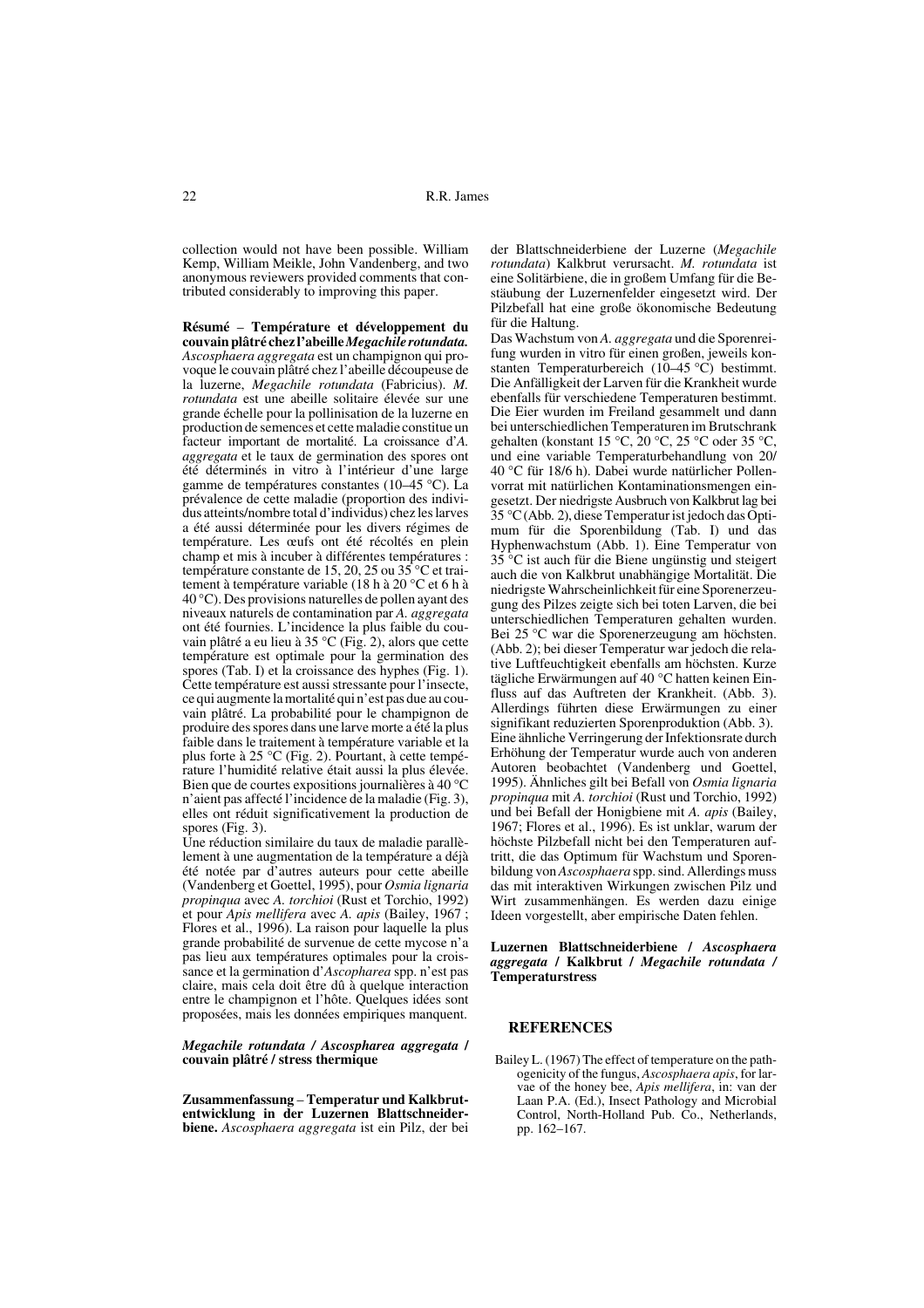collection would not have been possible. William Kemp, William Meikle, John Vandenberg, and two anonymous reviewers provided comments that contributed considerably to improving this paper.

**Résumé – Température et développement du couvain plâtré chez l'abeille *Megachile rotundata*.** *Ascosphaera aggregata* est un champignon qui provoque le couvain plâtré chez l'abeille découpeuse de la luzerne, *Megachile rotundata* (Fabricius). *M. rotundata* est une abeille solitaire élevée sur une grande échelle pour la pollinisation de la luzerne en production de semences et cette maladie constitue un facteur important de mortalité. La croissance d'*A. aggregata* et le taux de germination des spores ont été déterminés in vitro à l'intérieur d'une large gamme de températures constantes (10–45 °C). La prévalence de cette maladie (proportion des individus atteints/nombre total d'individus) chez les larves a été aussi déterminée pour les divers régimes de température. Les œufs ont été récoltés en plein champ et mis à incuber à différentes températures : température constante de 15, 20, 25 ou 35 °C et traitement à température variable (18 h à 20 °C et 6 h à 40 °C). Des provisions naturelles de pollen ayant des niveaux naturels de contamination par *A. aggregata* ont été fournies. L'incidence la plus faible du couvain plâtré a eu lieu à 35 °C (Fig. 2), alors que cette température est optimale pour la germination des spores (Tab. I) et la croissance des hyphes (Fig. 1). Cette température est aussi stressante pour l'insecte, ce qui augmente la mortalité qui n'est pas due au couvain plâtré. La probabilité pour le champignon de produire des spores dans une larve morte a été la plus faible dans le traitement à température variable et la plus forte à 25 °C (Fig. 2). Pourtant, à cette température l'humidité relative était aussi la plus élevée. Bien que de courtes expositions journalières à 40 °C n'aient pas affecté l'incidence de la maladie (Fig. 3), elles ont réduit significativement la production de spores (Fig. 3).

Une réduction similaire du taux de maladie parallèlement à une augmentation de la température a déjà été notée par d'autres auteurs pour cette abeille (Vandenberg et Goettel, 1995), pour *Osmia lignaria propinqua* avec *A. torchioi* (Rust et Torchio, 1992) et pour *Apis mellifera* avec *A. apis* (Bailey, 1967 ; Flores et al., 1996). La raison pour laquelle la plus grande probabilité de survenue de cette mycose n'a pas lieu aux températures optimales pour la croissance et la germination d'*Ascopharea* spp. n'est pas claire, mais cela doit être dû à quelque interaction entre le champignon et l'hôte. Quelques idées sont proposées, mais les données empiriques manquent.

***Megachile rotundata* / *Ascospharea aggregata* / couvain plâtré / stress thermique**

**Zusammenfassung – Temperatur und Kalkbrutentwicklung in der Luzernen Blattschneiderbiene.** *Ascosphaera aggregata* ist ein Pilz, der bei der Blattschneiderbiene der Luzerne (*Megachile rotundata*) Kalkbrut verursacht. *M. rotundata* ist eine Solitärbiene, die in großem Umfang für die Bestäubung der Luzernenfelder eingesetzt wird. Der Pilzbefall hat eine große ökonomische Bedeutung für die Haltung.

Das Wachstum von *A. aggregata* und die Sporenreifung wurden in vitro für einen großen, jeweils konstanten Temperaturbereich (10–45 °C) bestimmt. Die Anfälligkeit der Larven für die Krankheit wurde ebenfalls für verschiedene Temperaturen bestimmt. Die Eier wurden im Freiland gesammelt und dann bei unterschiedlichen Temperaturen im Brutschrank gehalten (konstant 15 °C, 20 °C, 25 °C oder 35 °C, und eine variable Temperaturbehandlung von 20/40 °C für 18/6 h). Dabei wurde natürlicher Pollenvorrat mit natürlichen Kontaminationsmengen eingesetzt. Der niedrigste Ausbruch von Kalkbrut lag bei 35 °C (Abb. 2), diese Temperatur ist jedoch das Optimum für die Sporenbildung (Tab. I) und das Hyphenwachstum (Abb. 1). Eine Temperatur von 35 °C ist auch für die Biene ungünstig und steigert auch die von Kalkbrut unabhängige Mortalität. Die niedrigste Wahrscheinlichkeit für eine Sporenerzeugung des Pilzes zeigte sich bei toten Larven, die bei unterschiedlichen Temperaturen gehalten wurden. Bei 25 °C war die Sporenerzeugung am höchsten. (Abb. 2); bei dieser Temperatur war jedoch die relative Luftfeuchtigkeit ebenfalls am höchsten. Kurze tägliche Erwärmungen auf 40 °C hatten keinen Einfluss auf das Auftreten der Krankheit. (Abb. 3). Allerdings führten diese Erwärmungen zu einer signifikant reduzierten Sporenproduktion (Abb. 3).

Eine ähnliche Verringerung der Infektionsrate durch Erhöhung der Temperatur wurde auch von anderen Autoren beobachtet (Vandenberg und Goettel, 1995). Ähnliches gilt bei Befall von *Osmia lignaria propinqua* mit *A. torchioi* (Rust und Torchio, 1992) und bei Befall der Honigbiene mit *A. apis* (Bailey, 1967; Flores et al., 1996). Es ist unklar, warum der höchste Pilzbefall nicht bei den Temperaturen auftritt, die das Optimum für Wachstum und Sporenbildung von *Ascosphaera* spp. sind. Allerdings muss das mit interaktiven Wirkungen zwischen Pilz und Wirt zusammenhängen. Es werden dazu einige Ideen vorgestellt, aber empirische Daten fehlen.

**Luzernen Blattschneiderbiene / *Ascosphaera aggregata* / Kalkbrut / *Megachile rotundata* / Temperaturstress**

## REFERENCES

Bailey L. (1967) The effect of temperature on the pathogenicity of the fungus, *Ascosphaera apis*, for larvae of the honey bee, *Apis mellifera*, in: van der Laan P.A. (Ed.), Insect Pathology and Microbial Control, North-Holland Pub. Co., Netherlands, pp. 162–167.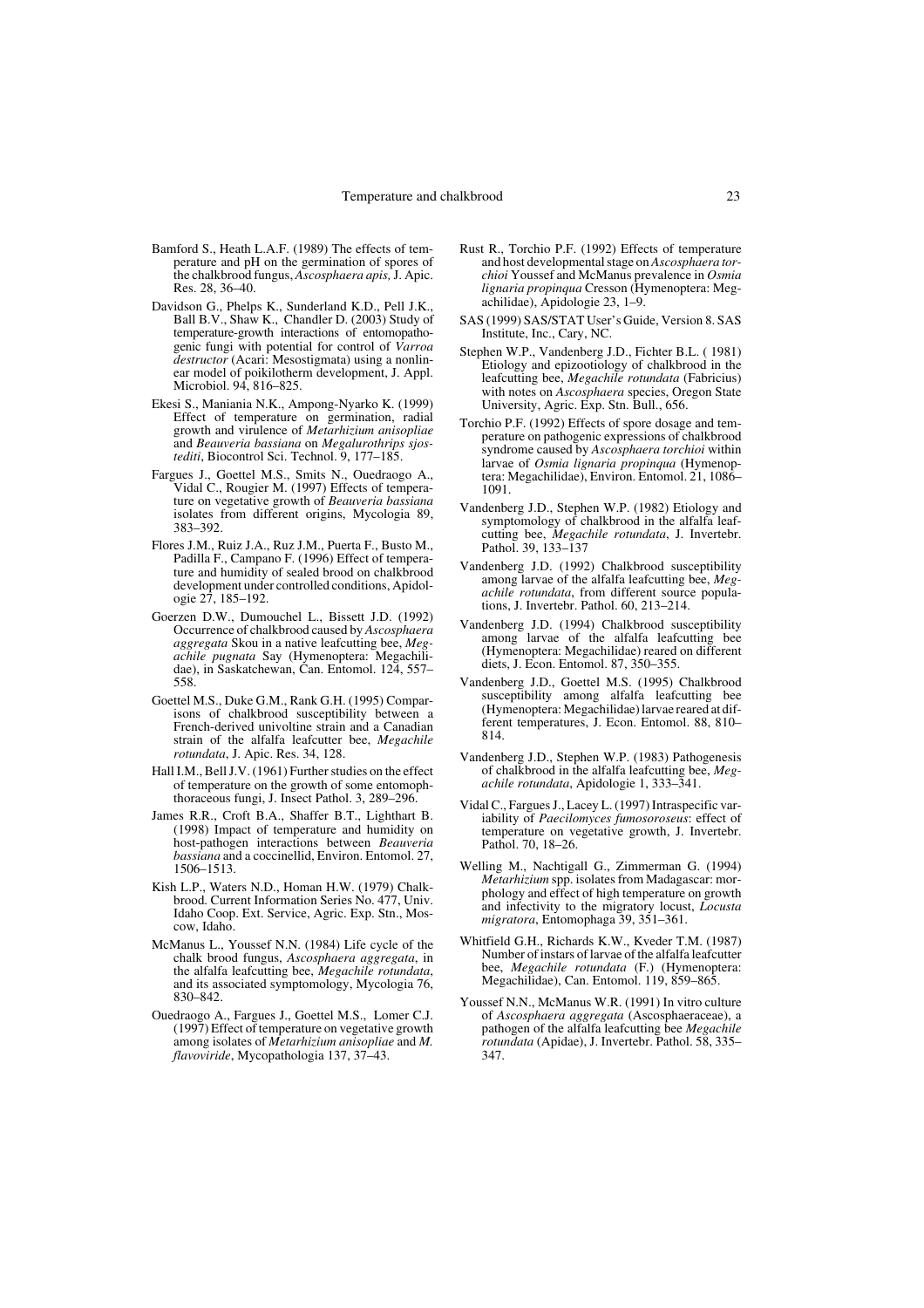Bamford S., Heath L.A.F. (1989) The effects of temperature and pH on the germination of spores of the chalkbrood fungus, *Ascosphaera apis,* J. Apic. Res. 28, 36–40.

Davidson G., Phelps K., Sunderland K.D., Pell J.K., Ball B.V., Shaw K., Chandler D. (2003) Study of temperature-growth interactions of entomopathogenic fungi with potential for control of *Varroa destructor* (Acari: Mesostigmata) using a nonlinear model of poikilotherm development, J. Appl. Microbiol. 94, 816–825.

Ekesi S., Maniania N.K., Ampong-Nyarko K. (1999) Effect of temperature on germination, radial growth and virulence of *Metarhizium anisopliae* and *Beauveria bassiana* on *Megalurothrips sjostediti*, Biocontrol Sci. Technol. 9, 177–185.

Fargues J., Goettel M.S., Smits N., Ouedraogo A., Vidal C., Rougier M. (1997) Effects of temperature on vegetative growth of *Beauveria bassiana* isolates from different origins, Mycologia 89, 383–392.

Flores J.M., Ruiz J.A., Ruz J.M., Puerta F., Busto M., Padilla F., Campano F. (1996) Effect of temperature and humidity of sealed brood on chalkbrood development under controlled conditions, Apidologie 27, 185–192.

Goerzen D.W., Dumouchel L., Bissett J.D. (1992) Occurrence of chalkbrood caused by *Ascosphaera aggregata* Skou in a native leafcutting bee, *Megachile pugnata* Say (Hymenoptera: Megachilidae), in Saskatchewan, Can. Entomol. 124, 557–558.

Goettel M.S., Duke G.M., Rank G.H. (1995) Comparisons of chalkbrood susceptibility between a French-derived univoltine strain and a Canadian strain of the alfalfa leafcutter bee, *Megachile rotundata*, J. Apic. Res. 34, 128.

Hall I.M., Bell J.V. (1961) Further studies on the effect of temperature on the growth of some entomophthoraceous fungi, J. Insect Pathol. 3, 289–296.

James R.R., Croft B.A., Shaffer B.T., Lighthart B. (1998) Impact of temperature and humidity on host-pathogen interactions between *Beauveria bassiana* and a coccinellid, Environ. Entomol. 27, 1506–1513.

Kish L.P., Waters N.D., Homan H.W. (1979) Chalkbrood. Current Information Series No. 477, Univ. Idaho Coop. Ext. Service, Agric. Exp. Stn., Moscow, Idaho.

McManus L., Youssef N.N. (1984) Life cycle of the chalk brood fungus, *Ascosphaera aggregata*, in the alfalfa leafcutting bee, *Megachile rotundata*, and its associated symptomology, Mycologia 76, 830–842.

Ouedraogo A., Fargues J., Goettel M.S., Lomer C.J. (1997) Effect of temperature on vegetative growth among isolates of *Metarhizium anisopliae* and *M. flavoviride*, Mycopathologia 137, 37–43.

Rust R., Torchio P.F. (1992) Effects of temperature and host developmental stage on *Ascosphaera torchioi* Youssef and McManus prevalence in *Osmia lignaria propinqua* Cresson (Hymenoptera: Megachilidae), Apidologie 23, 1–9.

SAS (1999) SAS/STAT User's Guide, Version 8. SAS Institute, Inc., Cary, NC.

Stephen W.P., Vandenberg J.D., Fichter B.L. ( 1981) Etiology and epizootiology of chalkbrood in the leafcutting bee, *Megachile rotundata* (Fabricius) with notes on *Ascosphaera* species, Oregon State University, Agric. Exp. Stn. Bull., 656.

Torchio P.F. (1992) Effects of spore dosage and temperature on pathogenic expressions of chalkbrood syndrome caused by *Ascosphaera torchioi* within larvae of *Osmia lignaria propinqua* (Hymenoptera: Megachilidae), Environ. Entomol. 21, 1086–1091.

Vandenberg J.D., Stephen W.P. (1982) Etiology and symptomology of chalkbrood in the alfalfa leafcutting bee, *Megachile rotundata*, J. Invertebr. Pathol. 39, 133–137

Vandenberg J.D. (1992) Chalkbrood susceptibility among larvae of the alfalfa leafcutting bee, *Megachile rotundata*, from different source populations, J. Invertebr. Pathol. 60, 213–214.

Vandenberg J.D. (1994) Chalkbrood susceptibility among larvae of the alfalfa leafcutting bee (Hymenoptera: Megachilidae) reared on different diets, J. Econ. Entomol. 87, 350–355.

Vandenberg J.D., Goettel M.S. (1995) Chalkbrood susceptibility among alfalfa leafcutting bee (Hymenoptera: Megachilidae) larvae reared at different temperatures, J. Econ. Entomol. 88, 810–814.

Vandenberg J.D., Stephen W.P. (1983) Pathogenesis of chalkbrood in the alfalfa leafcutting bee, *Megachile rotundata*, Apidologie 1, 333–341.

Vidal C., Fargues J., Lacey L. (1997) Intraspecific variability of *Paecilomyces fumosoroseus*: effect of temperature on vegetative growth, J. Invertebr. Pathol. 70, 18–26.

Welling M., Nachtigall G., Zimmerman G. (1994) *Metarhizium* spp. isolates from Madagascar: morphology and effect of high temperature on growth and infectivity to the migratory locust, *Locusta migratora*, Entomophaga 39, 351–361.

Whitfield G.H., Richards K.W., Kveder T.M. (1987) Number of instars of larvae of the alfalfa leafcutter bee, *Megachile rotundata* (F.) (Hymenoptera: Megachilidae), Can. Entomol. 119, 859–865.

Youssef N.N., McManus W.R. (1991) In vitro culture of *Ascosphaera aggregata* (Ascosphaeraceae), a pathogen of the alfalfa leafcutting bee *Megachile rotundata* (Apidae), J. Invertebr. Pathol. 58, 335–347.